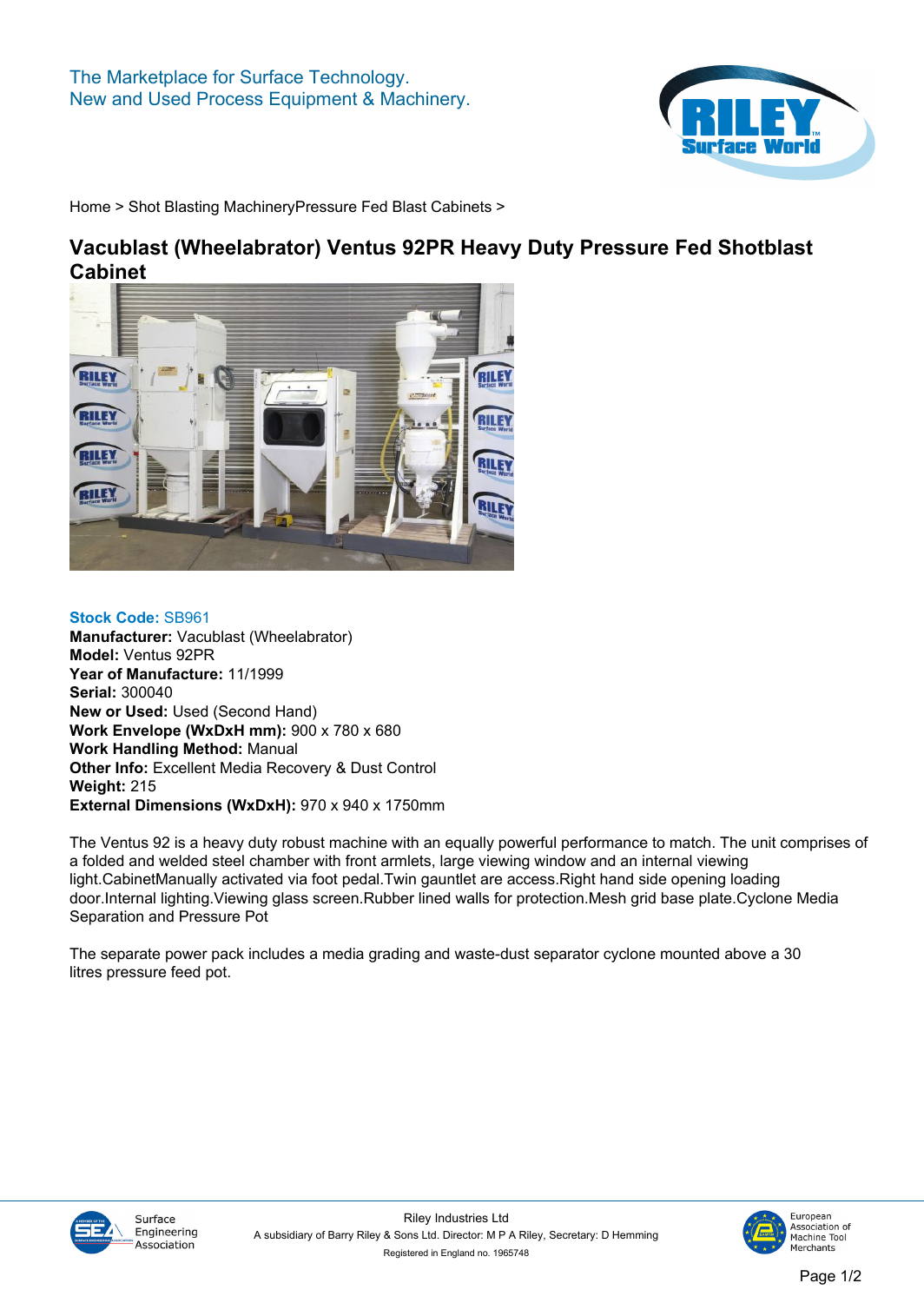The Marketplace for Surface Technology.
New and Used Process Equipment & Machinery.

Home > Shot Blasting MachineryPressure Fed Blast Cabinets >

# Vacublast (Wheelabrator) Ventus 92PR Heavy Duty Pressure Fed Shotblast Cabinet

**Stock Code:** SB961
**Manufacturer:** Vacublast (Wheelabrator)
**Model:** Ventus 92PR
**Year of Manufacture:** 11/1999
**Serial:** 300040
**New or Used:** Used (Second Hand)
**Work Envelope (WxDxH mm):** 900 x 780 x 680
**Work Handling Method:** Manual
**Other Info:** Excellent Media Recovery & Dust Control
**Weight:** 215
**External Dimensions (WxDxH):** 970 x 940 x 1750mm

The Ventus 92 is a heavy duty robust machine with an equally powerful performance to match. The unit comprises of a folded and welded steel chamber with front armlets, large viewing window and an internal viewing light.CabinetManually activated via foot pedal.Twin gauntlet are access.Right hand side opening loading door.Internal lighting.Viewing glass screen.Rubber lined walls for protection.Mesh grid base plate.Cyclone Media Separation and Pressure Pot

The separate power pack includes a media grading and waste-dust separator cyclone mounted above a 30 litres pressure feed pot.

Surface Engineering Association

Riley Industries Ltd
A subsidiary of Barry Riley & Sons Ltd. Director: M P A Riley, Secretary: D Hemming
Registered in England no. 1965748

European Association of Machine Tool Merchants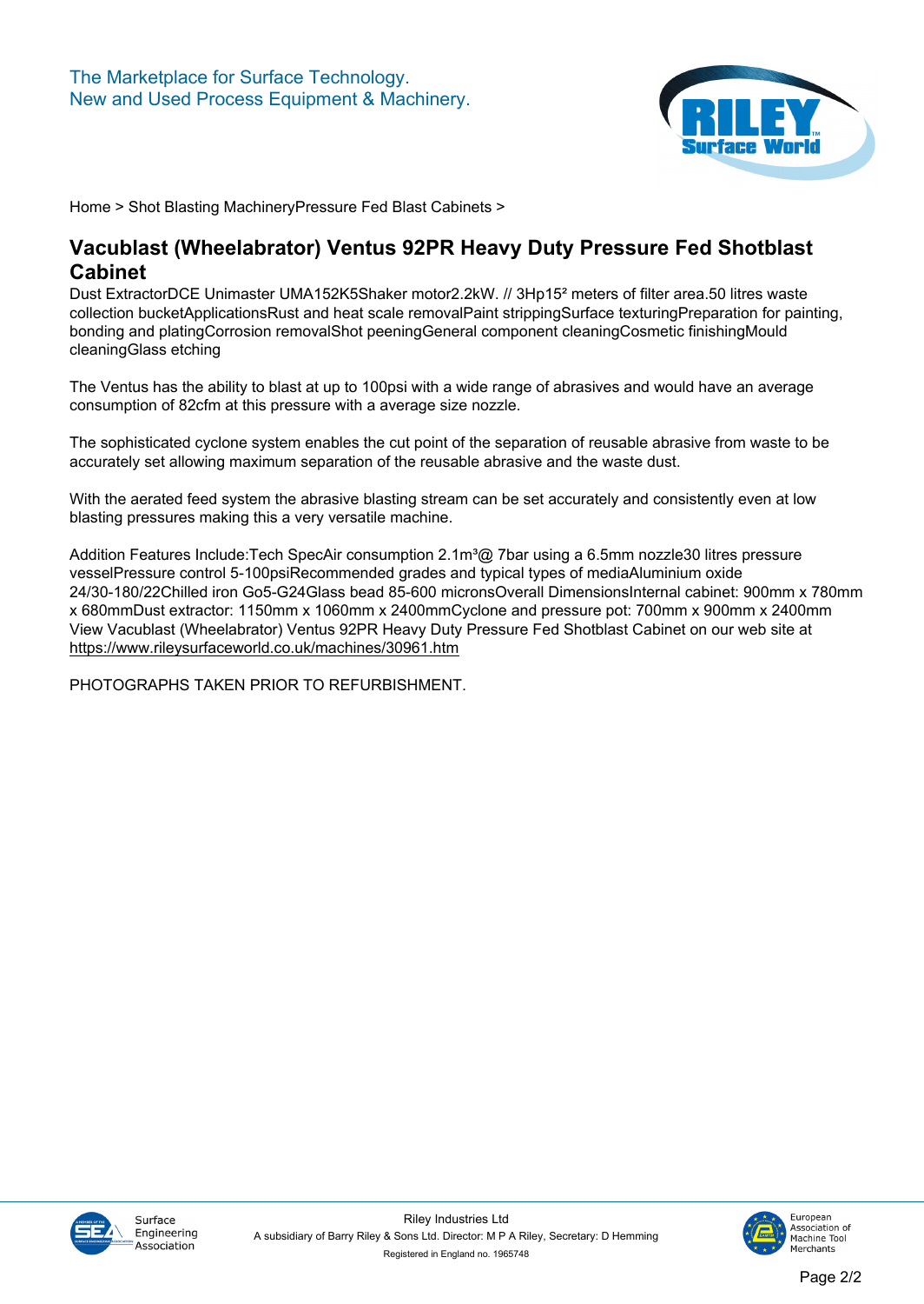The Marketplace for Surface Technology.
New and Used Process Equipment & Machinery.

Home > Shot Blasting MachineryPressure Fed Blast Cabinets >

# Vacublast (Wheelabrator) Ventus 92PR Heavy Duty Pressure Fed Shotblast Cabinet

Dust ExtractorDCE Unimaster UMA152K5Shaker motor2.2kW. // 3Hp15² meters of filter area.50 litres waste collection bucketApplicationsRust and heat scale removalPaint strippingSurface texturingPreparation for painting, bonding and platingCorrosion removalShot peeningGeneral component cleaningCosmetic finishingMould cleaningGlass etching

The Ventus has the ability to blast at up to 100psi with a wide range of abrasives and would have an average consumption of 82cfm at this pressure with a average size nozzle.

The sophisticated cyclone system enables the cut point of the separation of reusable abrasive from waste to be accurately set allowing maximum separation of the reusable abrasive and the waste dust.

With the aerated feed system the abrasive blasting stream can be set accurately and consistently even at low blasting pressures making this a very versatile machine.

Addition Features Include:Tech SpecAir consumption 2.1m³@ 7bar using a 6.5mm nozzle30 litres pressure vesselPressure control 5-100psiRecommended grades and typical types of mediaAluminium oxide 24/30-180/22Chilled iron Go5-G24Glass bead 85-600 micronsOverall DimensionsInternal cabinet: 900mm x 780mm x 680mmDust extractor: 1150mm x 1060mm x 2400mmCyclone and pressure pot: 700mm x 900mm x 2400mm
View Vacublast (Wheelabrator) Ventus 92PR Heavy Duty Pressure Fed Shotblast Cabinet on our web site at https://www.rileysurfaceworld.co.uk/machines/30961.htm

PHOTOGRAPHS TAKEN PRIOR TO REFURBISHMENT.

Riley Industries Ltd
A subsidiary of Barry Riley & Sons Ltd. Director: M P A Riley, Secretary: D Hemming
Registered in England no. 1965748